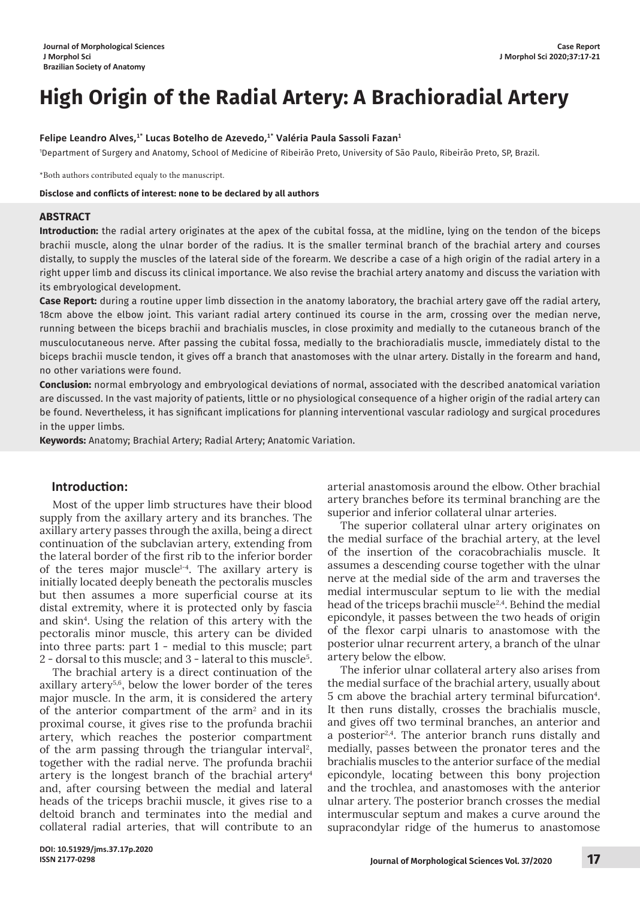Journal of Morphological Sciences
J Morphol Sci
Brazilian Society of Anatomy

Case Report

# High Origin of the Radial Artery: A Brachioradial Artery

**Felipe Leandro Alves,[1*] Lucas Botelho de Azevedo,[1*] Valéria Paula Sassoli Fazan[1]**

[1]Department of Surgery and Anatomy, School of Medicine of Ribeirão Preto, University of São Paulo, Ribeirão Preto, SP, Brazil.

*Both authors contributed equaly to the manuscript.

**Disclose and conflicts of interest: none to be declared by all authors**

## ABSTRACT

**Introduction:** the radial artery originates at the apex of the cubital fossa, at the midline, lying on the tendon of the biceps brachii muscle, along the ulnar border of the radius. It is the smaller terminal branch of the brachial artery and courses distally, to supply the muscles of the lateral side of the forearm. We describe a case of a high origin of the radial artery in a right upper limb and discuss its clinical importance. We also revise the brachial artery anatomy and discuss the variation with its embryological development.

**Case Report:** during a routine upper limb dissection in the anatomy laboratory, the brachial artery gave off the radial artery, 18cm above the elbow joint. This variant radial artery continued its course in the arm, crossing over the median nerve, running between the biceps brachii and brachialis muscles, in close proximity and medially to the cutaneous branch of the musculocutaneous nerve. After passing the cubital fossa, medially to the brachioradialis muscle, immediately distal to the biceps brachii muscle tendon, it gives off a branch that anastomoses with the ulnar artery. Distally in the forearm and hand, no other variations were found.

**Conclusion:** normal embryology and embryological deviations of normal, associated with the described anatomical variation are discussed. In the vast majority of patients, little or no physiological consequence of a higher origin of the radial artery can be found. Nevertheless, it has significant implications for planning interventional vascular radiology and surgical procedures in the upper limbs.

**Keywords:** Anatomy; Brachial Artery; Radial Artery; Anatomic Variation.

## Introduction:

Most of the upper limb structures have their blood supply from the axillary artery and its branches. The axillary artery passes through the axilla, being a direct continuation of the subclavian artery, extending from the lateral border of the first rib to the inferior border of the teres major muscle[1-4]. The axillary artery is initially located deeply beneath the pectoralis muscles but then assumes a more superficial course at its distal extremity, where it is protected only by fascia and skin[4]. Using the relation of this artery with the pectoralis minor muscle, this artery can be divided into three parts: part 1 - medial to this muscle; part 2 - dorsal to this muscle; and 3 - lateral to this muscle[5].

The brachial artery is a direct continuation of the axillary artery[5,6], below the lower border of the teres major muscle. In the arm, it is considered the artery of the anterior compartment of the arm[2] and in its proximal course, it gives rise to the profunda brachii artery, which reaches the posterior compartment of the arm passing through the triangular interval[2], together with the radial nerve. The profunda brachii artery is the longest branch of the brachial artery[4] and, after coursing between the medial and lateral heads of the triceps brachii muscle, it gives rise to a deltoid branch and terminates into the medial and collateral radial arteries, that will contribute to an arterial anastomosis around the elbow. Other brachial artery branches before its terminal branching are the superior and inferior collateral ulnar arteries.

The superior collateral ulnar artery originates on the medial surface of the brachial artery, at the level of the insertion of the coracobrachialis muscle. It assumes a descending course together with the ulnar nerve at the medial side of the arm and traverses the medial intermuscular septum to lie with the medial head of the triceps brachii muscle[2,4]. Behind the medial epicondyle, it passes between the two heads of origin of the flexor carpi ulnaris to anastomose with the posterior ulnar recurrent artery, a branch of the ulnar artery below the elbow.

The inferior ulnar collateral artery also arises from the medial surface of the brachial artery, usually about 5 cm above the brachial artery terminal bifurcation[4]. It then runs distally, crosses the brachialis muscle, and gives off two terminal branches, an anterior and a posterior[2,4]. The anterior branch runs distally and medially, passes between the pronator teres and the brachialis muscles to the anterior surface of the medial epicondyle, locating between this bony projection and the trochlea, and anastomoses with the anterior ulnar artery. The posterior branch crosses the medial intermuscular septum and makes a curve around the supracondylar ridge of the humerus to anastomose

DOI: 10.51929/jms.37.17p.2020
ISSN 2177-0298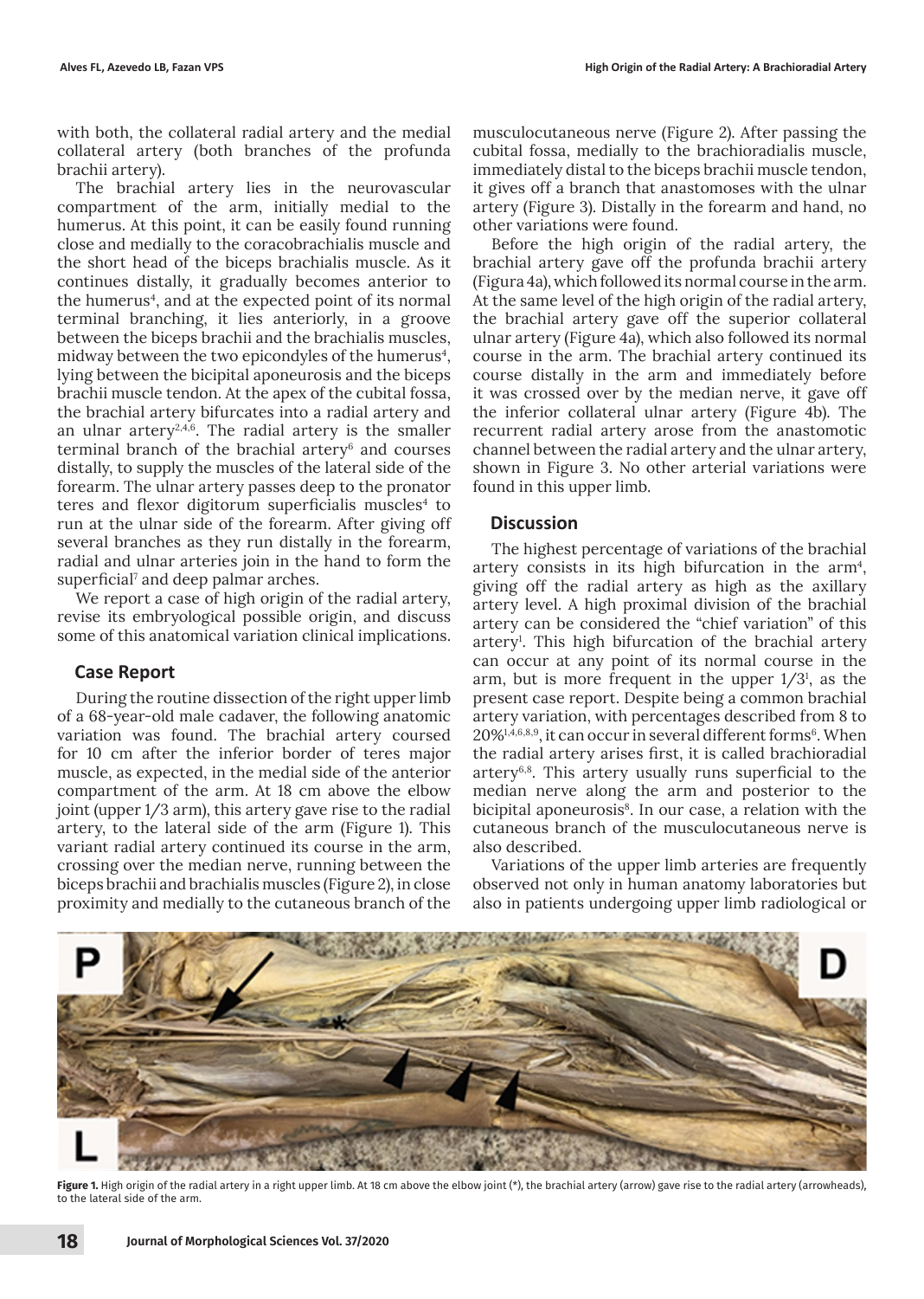with both, the collateral radial artery and the medial collateral artery (both branches of the profunda brachii artery).

The brachial artery lies in the neurovascular compartment of the arm, initially medial to the humerus. At this point, it can be easily found running close and medially to the coracobrachialis muscle and the short head of the biceps brachialis muscle. As it continues distally, it gradually becomes anterior to the humerus[4], and at the expected point of its normal terminal branching, it lies anteriorly, in a groove between the biceps brachii and the brachialis muscles, midway between the two epicondyles of the humerus[4], lying between the bicipital aponeurosis and the biceps brachii muscle tendon. At the apex of the cubital fossa, the brachial artery bifurcates into a radial artery and an ulnar artery[2,4,6]. The radial artery is the smaller terminal branch of the brachial artery[6] and courses distally, to supply the muscles of the lateral side of the forearm. The ulnar artery passes deep to the pronator teres and flexor digitorum superficialis muscles[4] to run at the ulnar side of the forearm. After giving off several branches as they run distally in the forearm, radial and ulnar arteries join in the hand to form the superficial[7] and deep palmar arches.

We report a case of high origin of the radial artery, revise its embryological possible origin, and discuss some of this anatomical variation clinical implications.

## Case Report

During the routine dissection of the right upper limb of a 68-year-old male cadaver, the following anatomic variation was found. The brachial artery coursed for 10 cm after the inferior border of teres major muscle, as expected, in the medial side of the anterior compartment of the arm. At 18 cm above the elbow joint (upper 1/3 arm), this artery gave rise to the radial artery, to the lateral side of the arm (Figure 1). This variant radial artery continued its course in the arm, crossing over the median nerve, running between the biceps brachii and brachialis muscles (Figure 2), in close proximity and medially to the cutaneous branch of the musculocutaneous nerve (Figure 2). After passing the cubital fossa, medially to the brachioradialis muscle, immediately distal to the biceps brachii muscle tendon, it gives off a branch that anastomoses with the ulnar artery (Figure 3). Distally in the forearm and hand, no other variations were found.

Before the high origin of the radial artery, the brachial artery gave off the profunda brachii artery (Figura 4a), which followed its normal course in the arm. At the same level of the high origin of the radial artery, the brachial artery gave off the superior collateral ulnar artery (Figure 4a), which also followed its normal course in the arm. The brachial artery continued its course distally in the arm and immediately before it was crossed over by the median nerve, it gave off the inferior collateral ulnar artery (Figure 4b). The recurrent radial artery arose from the anastomotic channel between the radial artery and the ulnar artery, shown in Figure 3. No other arterial variations were found in this upper limb.

## Discussion

The highest percentage of variations of the brachial artery consists in its high bifurcation in the arm[4], giving off the radial artery as high as the axillary artery level. A high proximal division of the brachial artery can be considered the "chief variation" of this artery[1]. This high bifurcation of the brachial artery can occur at any point of its normal course in the arm, but is more frequent in the upper 1/3[1], as the present case report. Despite being a common brachial artery variation, with percentages described from 8 to 20%[1,4,6,8,9], it can occur in several different forms[6]. When the radial artery arises first, it is called brachioradial artery[6,8]. This artery usually runs superficial to the median nerve along the arm and posterior to the bicipital aponeurosis[8]. In our case, a relation with the cutaneous branch of the musculocutaneous nerve is also described.

Variations of the upper limb arteries are frequently observed not only in human anatomy laboratories but also in patients undergoing upper limb radiological or

**Figure 1.** High origin of the radial artery in a right upper limb. At 18 cm above the elbow joint (*), the brachial artery (arrow) gave rise to the radial artery (arrowheads), to the lateral side of the arm.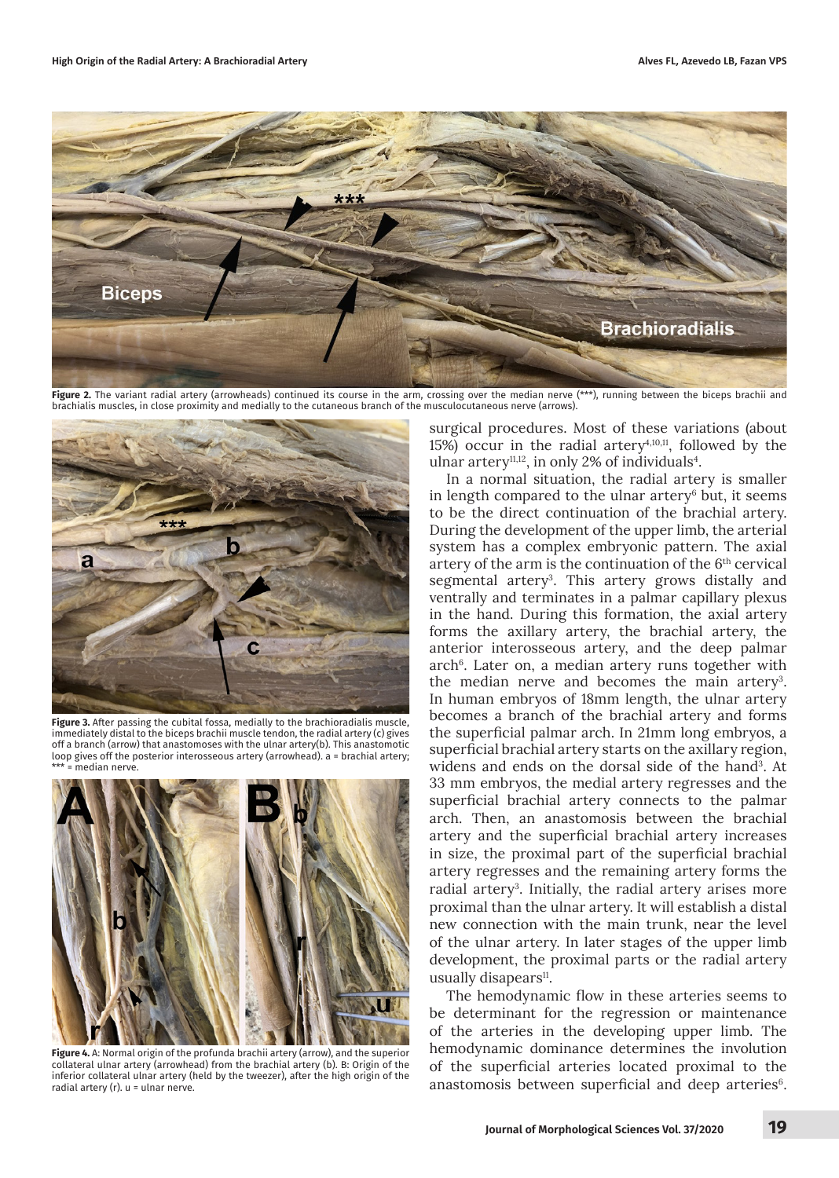Figure 2. The variant radial artery (arrowheads) continued its course in the arm, crossing over the median nerve (***), running between the biceps brachii and brachialis muscles, in close proximity and medially to the cutaneous branch of the musculocutaneous nerve (arrows).

Figure 3. After passing the cubital fossa, medially to the brachioradialis muscle, immediately distal to the biceps brachii muscle tendon, the radial artery (c) gives off a branch (arrow) that anastomoses with the ulnar artery(b). This anastomotic loop gives off the posterior interosseous artery (arrowhead). a = brachial artery; *** = median nerve.

Figure 4. A: Normal origin of the profunda brachii artery (arrow), and the superior collateral ulnar artery (arrowhead) from the brachial artery (b). B: Origin of the inferior collateral ulnar artery (held by the tweezer), after the high origin of the radial artery (r). u = ulnar nerve.

surgical procedures. Most of these variations (about 15%) occur in the radial artery[4,10,11], followed by the ulnar artery[11,12], in only 2% of individuals[4].

In a normal situation, the radial artery is smaller in length compared to the ulnar artery[6] but, it seems to be the direct continuation of the brachial artery. During the development of the upper limb, the arterial system has a complex embryonic pattern. The axial artery of the arm is the continuation of the 6th cervical segmental artery[3]. This artery grows distally and ventrally and terminates in a palmar capillary plexus in the hand. During this formation, the axial artery forms the axillary artery, the brachial artery, the anterior interosseous artery, and the deep palmar arch[6]. Later on, a median artery runs together with the median nerve and becomes the main artery[3]. In human embryos of 18mm length, the ulnar artery becomes a branch of the brachial artery and forms the superficial palmar arch. In 21mm long embryos, a superficial brachial artery starts on the axillary region, widens and ends on the dorsal side of the hand[3]. At 33 mm embryos, the medial artery regresses and the superficial brachial artery connects to the palmar arch. Then, an anastomosis between the brachial artery and the superficial brachial artery increases in size, the proximal part of the superficial brachial artery regresses and the remaining artery forms the radial artery[3]. Initially, the radial artery arises more proximal than the ulnar artery. It will establish a distal new connection with the main trunk, near the level of the ulnar artery. In later stages of the upper limb development, the proximal parts or the radial artery usually disapears[11].

The hemodynamic flow in these arteries seems to be determinant for the regression or maintenance of the arteries in the developing upper limb. The hemodynamic dominance determines the involution of the superficial arteries located proximal to the anastomosis between superficial and deep arteries[6].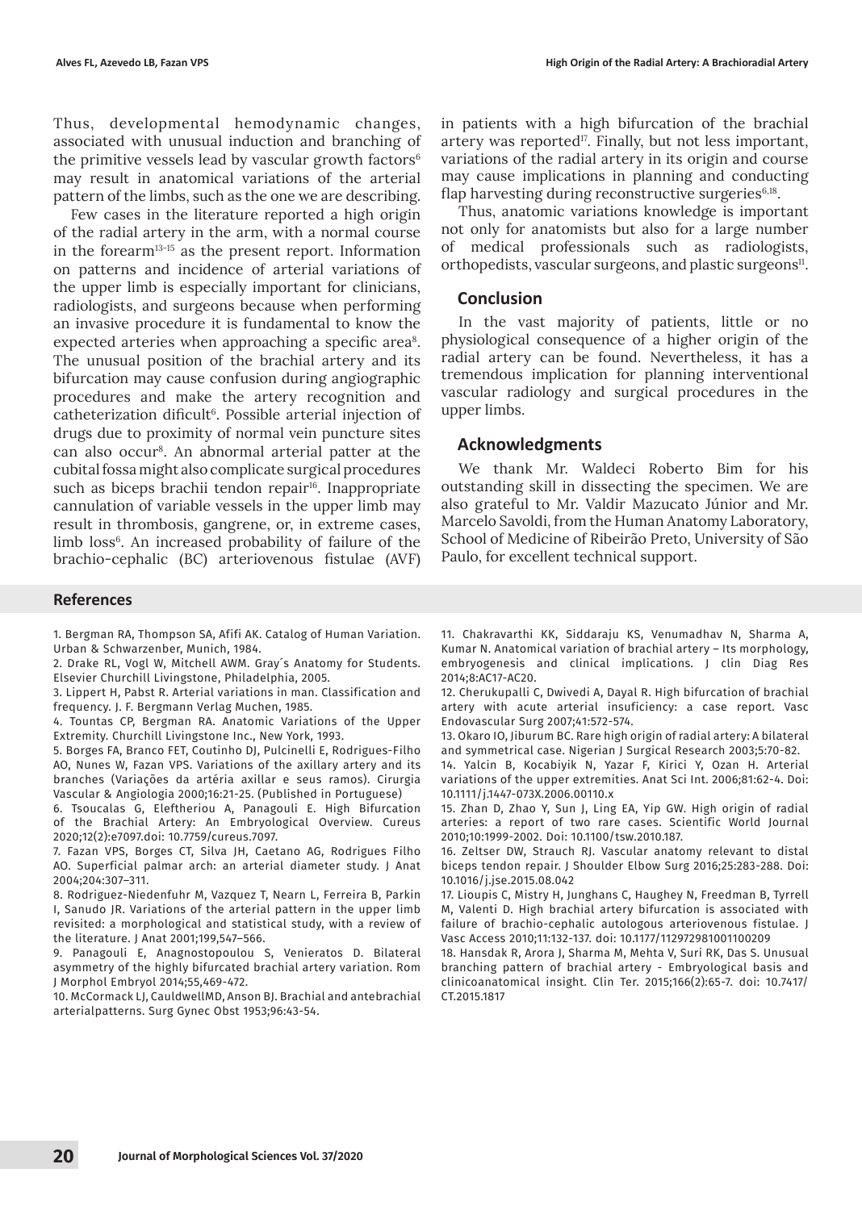Thus, developmental hemodynamic changes, associated with unusual induction and branching of the primitive vessels lead by vascular growth factors[6] may result in anatomical variations of the arterial pattern of the limbs, such as the one we are describing.

Few cases in the literature reported a high origin of the radial artery in the arm, with a normal course in the forearm[13-15] as the present report. Information on patterns and incidence of arterial variations of the upper limb is especially important for clinicians, radiologists, and surgeons because when performing an invasive procedure it is fundamental to know the expected arteries when approaching a specific area[8]. The unusual position of the brachial artery and its bifurcation may cause confusion during angiographic procedures and make the artery recognition and catheterization dificult[6]. Possible arterial injection of drugs due to proximity of normal vein puncture sites can also occur[8]. An abnormal arterial patter at the cubital fossa might also complicate surgical procedures such as biceps brachii tendon repair[16]. Inappropriate cannulation of variable vessels in the upper limb may result in thrombosis, gangrene, or, in extreme cases, limb loss[6]. An increased probability of failure of the brachio-cephalic (BC) arteriovenous fistulae (AVF) in patients with a high bifurcation of the brachial artery was reported[17]. Finally, but not less important, variations of the radial artery in its origin and course may cause implications in planning and conducting flap harvesting during reconstructive surgeries[6,18].

Thus, anatomic variations knowledge is important not only for anatomists but also for a large number of medical professionals such as radiologists, orthopedists, vascular surgeons, and plastic surgeons[11].

## Conclusion

In the vast majority of patients, little or no physiological consequence of a higher origin of the radial artery can be found. Nevertheless, it has a tremendous implication for planning interventional vascular radiology and surgical procedures in the upper limbs.

## Acknowledgments

We thank Mr. Waldeci Roberto Bim for his outstanding skill in dissecting the specimen. We are also grateful to Mr. Valdir Mazucato Júnior and Mr. Marcelo Savoldi, from the Human Anatomy Laboratory, School of Medicine of Ribeirão Preto, University of São Paulo, for excellent technical support.

## References

1. Bergman RA, Thompson SA, Afifi AK. Catalog of Human Variation. Urban & Schwarzenber, Munich, 1984.
2. Drake RL, Vogl W, Mitchell AWM. Gray´s Anatomy for Students. Elsevier Churchill Livingstone, Philadelphia, 2005.
3. Lippert H, Pabst R. Arterial variations in man. Classification and frequency. J. F. Bergmann Verlag Muchen, 1985.
4. Tountas CP, Bergman RA. Anatomic Variations of the Upper Extremity. Churchill Livingstone Inc., New York, 1993.
5. Borges FA, Branco FET, Coutinho DJ, Pulcinelli E, Rodrigues-Filho AO, Nunes W, Fazan VPS. Variations of the axillary artery and its branches (Variações da artéria axillar e seus ramos). Cirurgia Vascular & Angiologia 2000;16:21-25. (Published in Portuguese)
6. Tsoucalas G, Eleftheriou A, Panagouli E. High Bifurcation of the Brachial Artery: An Embryological Overview. Cureus 2020;12(2):e7097.doi: 10.7759/cureus.7097.
7. Fazan VPS, Borges CT, Silva JH, Caetano AG, Rodrigues Filho AO. Superficial palmar arch: an arterial diameter study. J Anat 2004;204:307–311.
8. Rodriguez-Niedenfuhr M, Vazquez T, Nearn L, Ferreira B, Parkin I, Sanudo JR. Variations of the arterial pattern in the upper limb revisited: a morphological and statistical study, with a review of the literature. J Anat 2001;199,547–566.
9. Panagouli E, Anagnostopoulou S, Venieratos D. Bilateral asymmetry of the highly bifurcated brachial artery variation. Rom J Morphol Embryol 2014;55,469-472.
10. McCormack LJ, CauldwellMD, Anson BJ. Brachial and antebrachial arterialpatterns. Surg Gynec Obst 1953;96:43-54.
11. Chakravarthi KK, Siddaraju KS, Venumadhav N, Sharma A, Kumar N. Anatomical variation of brachial artery – Its morphology, embryogenesis and clinical implications. J clin Diag Res 2014;8:AC17-AC20.
12. Cherukupalli C, Dwivedi A, Dayal R. High bifurcation of brachial artery with acute arterial insuficiency: a case report. Vasc Endovascular Surg 2007;41:572-574.
13. Okaro IO, Jiburum BC. Rare high origin of radial artery: A bilateral and symmetrical case. Nigerian J Surgical Research 2003;5:70-82.
14. Yalcin B, Kocabiyik N, Yazar F, Kirici Y, Ozan H. Arterial variations of the upper extremities. Anat Sci Int. 2006;81:62-4. Doi: 10.1111/j.1447-073X.2006.00110.x
15. Zhan D, Zhao Y, Sun J, Ling EA, Yip GW. High origin of radial arteries: a report of two rare cases. Scientific World Journal 2010;10:1999-2002. Doi: 10.1100/tsw.2010.187.
16. Zeltser DW, Strauch RJ. Vascular anatomy relevant to distal biceps tendon repair. J Shoulder Elbow Surg 2016;25:283-288. Doi: 10.1016/j.jse.2015.08.042
17. Lioupis C, Mistry H, Junghans C, Haughey N, Freedman B, Tyrrell M, Valenti D. High brachial artery bifurcation is associated with failure of brachio-cephalic autologous arteriovenous fistulae. J Vasc Access 2010;11:132-137. doi: 10.1177/112972981001100209
18. Hansdak R, Arora J, Sharma M, Mehta V, Suri RK, Das S. Unusual branching pattern of brachial artery - Embryological basis and clinicoanatomical insight. Clin Ter. 2015;166(2):65-7. doi: 10.7417/CT.2015.1817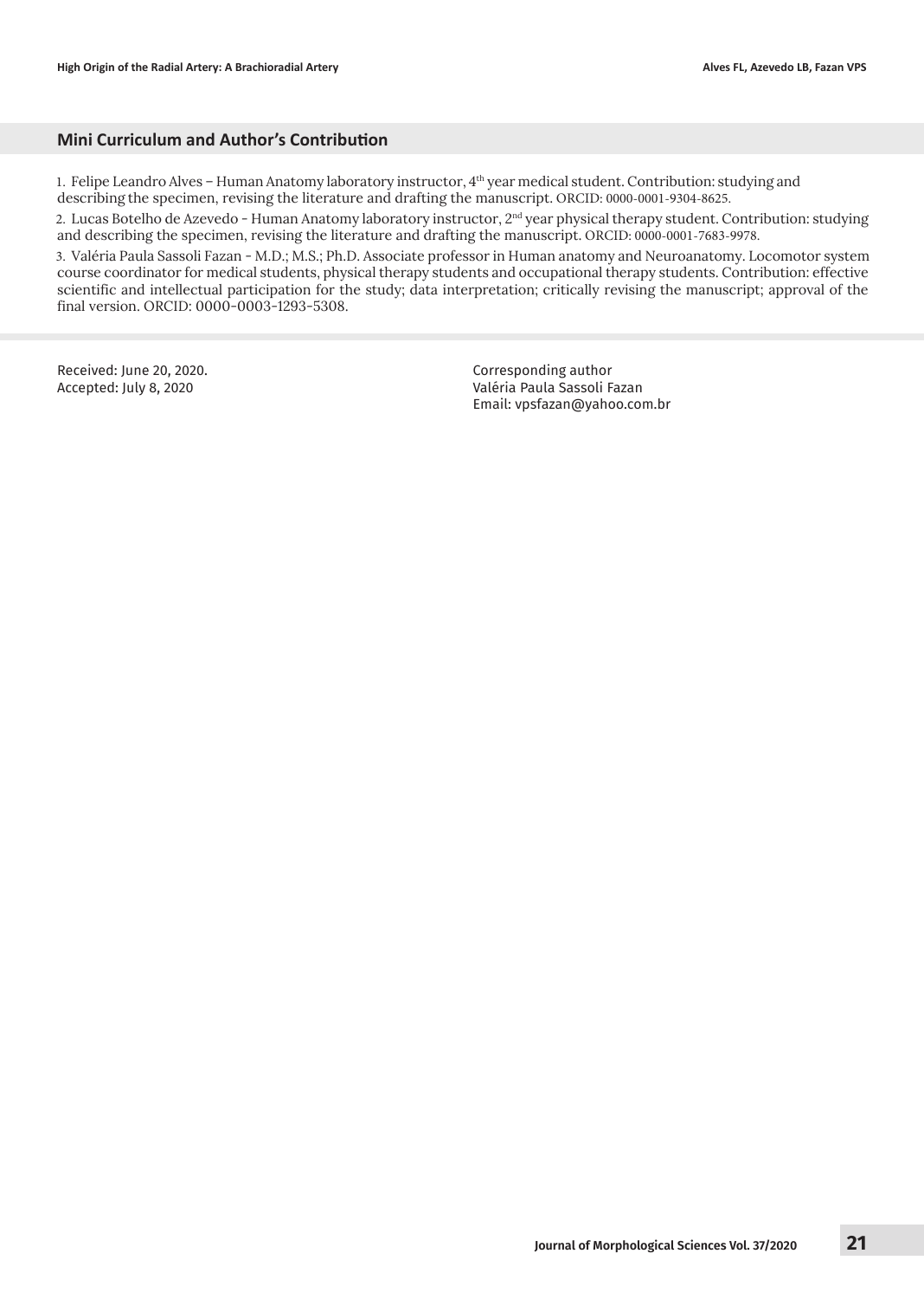## Mini Curriculum and Author's Contribution

1. Felipe Leandro Alves – Human Anatomy laboratory instructor, 4th year medical student. Contribution: studying and describing the specimen, revising the literature and drafting the manuscript. ORCID: 0000-0001-9304-8625.

2. Lucas Botelho de Azevedo - Human Anatomy laboratory instructor, 2nd year physical therapy student. Contribution: studying and describing the specimen, revising the literature and drafting the manuscript. ORCID: 0000-0001-7683-9978.

3. Valéria Paula Sassoli Fazan - M.D.; M.S.; Ph.D. Associate professor in Human anatomy and Neuroanatomy. Locomotor system course coordinator for medical students, physical therapy students and occupational therapy students. Contribution: effective scientific and intellectual participation for the study; data interpretation; critically revising the manuscript; approval of the final version. ORCID: 0000-0003-1293-5308.

Received: June 20, 2020.
Accepted: July 8, 2020

Corresponding author
Valéria Paula Sassoli Fazan
Email: vpsfazan@yahoo.com.br